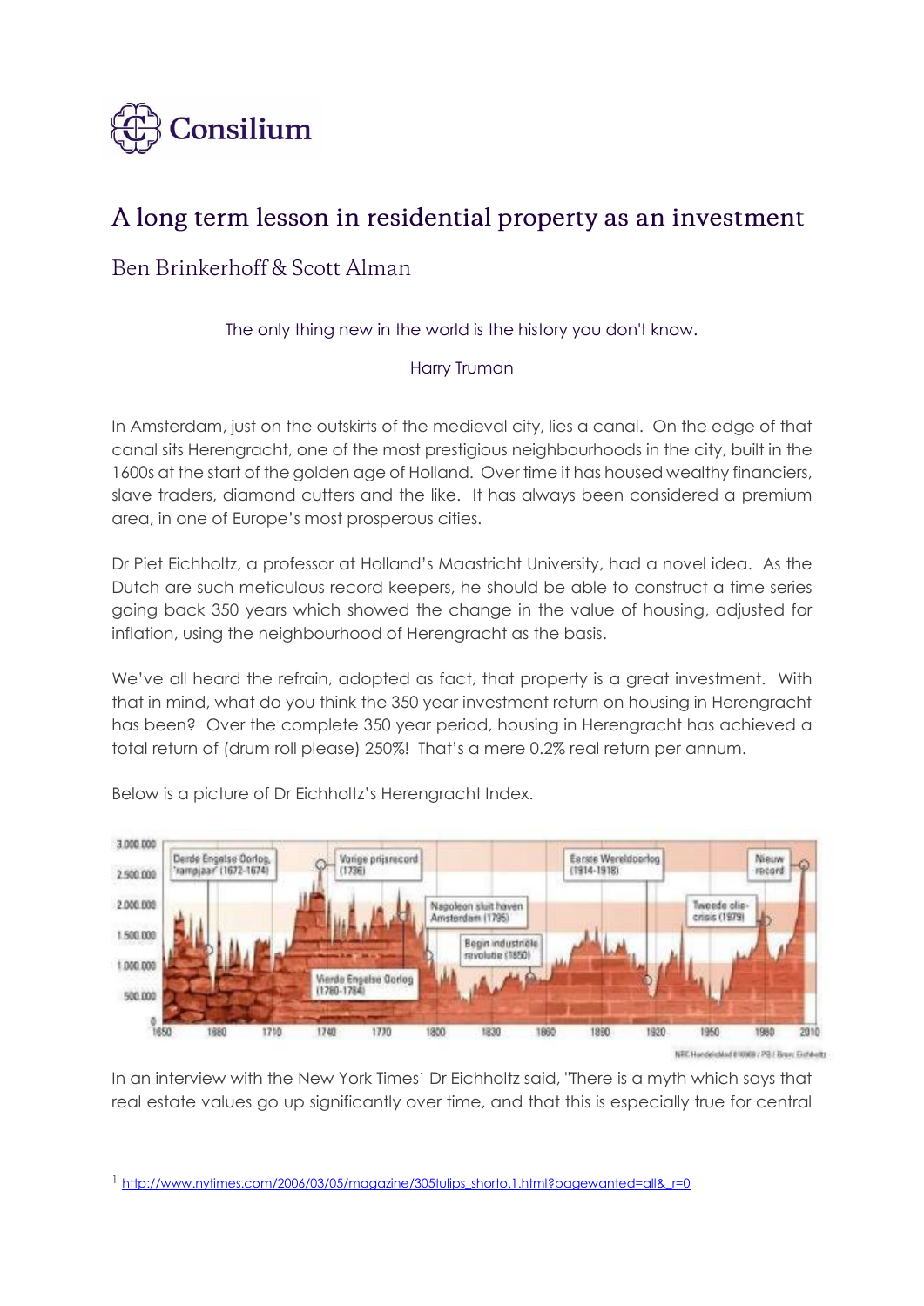Consilium

# A long term lesson in residential property as an investment

## Ben Brinkerhoff & Scott Alman

The only thing new in the world is the history you don't know.

Harry Truman

In Amsterdam, just on the outskirts of the medieval city, lies a canal. On the edge of that canal sits Herengracht, one of the most prestigious neighbourhoods in the city, built in the 1600s at the start of the golden age of Holland. Over time it has housed wealthy financiers, slave traders, diamond cutters and the like. It has always been considered a premium area, in one of Europe's most prosperous cities.

Dr Piet Eichholtz, a professor at Holland's Maastricht University, had a novel idea. As the Dutch are such meticulous record keepers, he should be able to construct a time series going back 350 years which showed the change in the value of housing, adjusted for inflation, using the neighbourhood of Herengracht as the basis.

We've all heard the refrain, adopted as fact, that property is a great investment. With that in mind, what do you think the 350 year investment return on housing in Herengracht has been? Over the complete 350 year period, housing in Herengracht has achieved a total return of (drum roll please) 250%! That's a mere 0.2% real return per annum.

Below is a picture of Dr Eichholtz's Herengracht Index.

In an interview with the New York Times[1] Dr Eichholtz said, "There is a myth which says that real estate values go up significantly over time, and that this is especially true for central

---

[1] http://www.nytimes.com/2006/03/05/magazine/305tulips_shorto.1.html?pagewanted=all&_r=0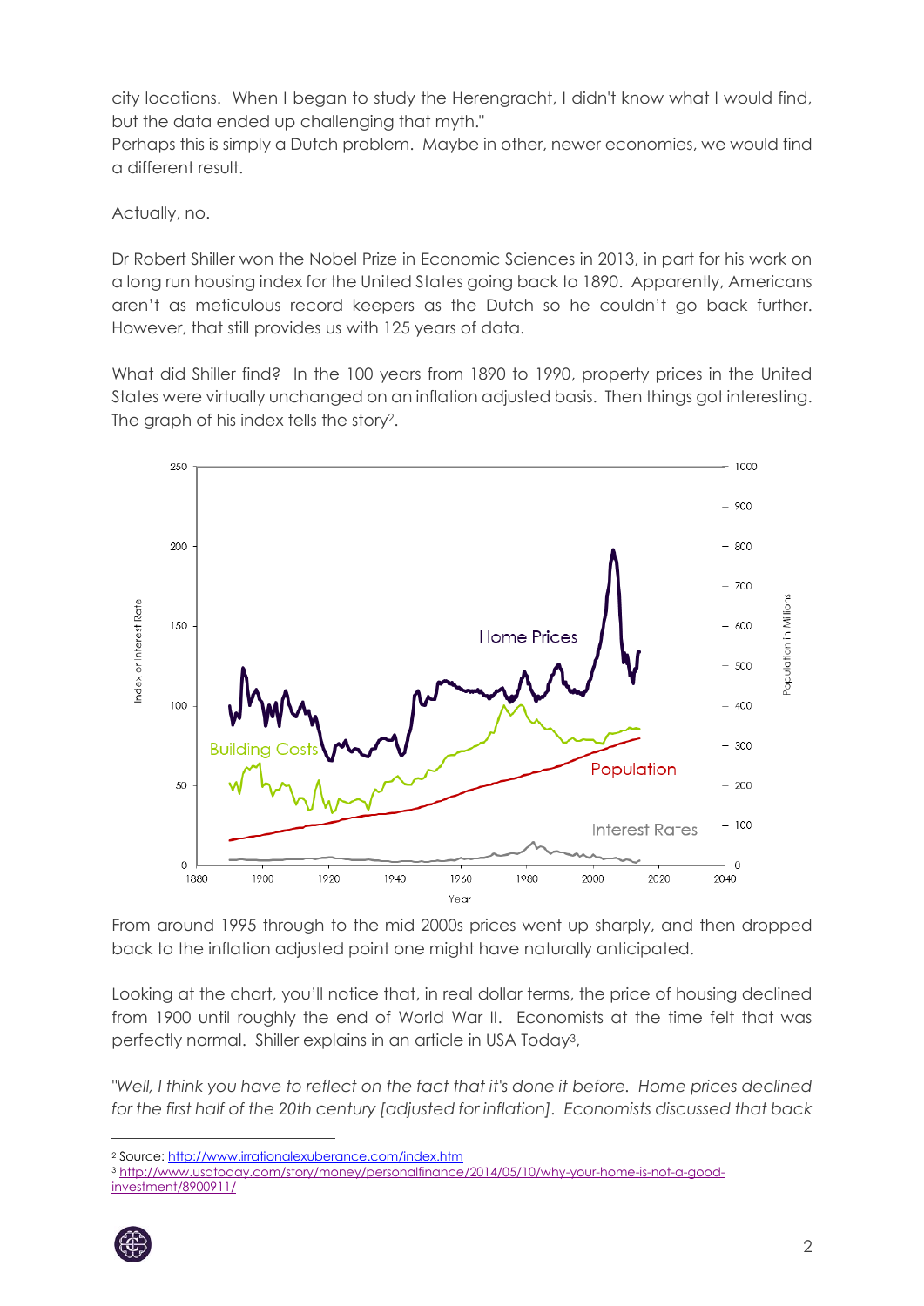city locations. When I began to study the Herengracht, I didn't know what I would find, but the data ended up challenging that myth."

Perhaps this is simply a Dutch problem. Maybe in other, newer economies, we would find a different result.

Actually, no.

Dr Robert Shiller won the Nobel Prize in Economic Sciences in 2013, in part for his work on a long run housing index for the United States going back to 1890. Apparently, Americans aren't as meticulous record keepers as the Dutch so he couldn't go back further. However, that still provides us with 125 years of data.

What did Shiller find? In the 100 years from 1890 to 1990, property prices in the United States were virtually unchanged on an inflation adjusted basis. Then things got interesting. The graph of his index tells the story[2].

From around 1995 through to the mid 2000s prices went up sharply, and then dropped back to the inflation adjusted point one might have naturally anticipated.

Looking at the chart, you'll notice that, in real dollar terms, the price of housing declined from 1900 until roughly the end of World War II. Economists at the time felt that was perfectly normal. Shiller explains in an article in USA Today[3],

*"Well, I think you have to reflect on the fact that it's done it before. Home prices declined for the first half of the 20th century [adjusted for inflation]. Economists discussed that back*

[2] Source: http://www.irrationalexuberance.com/index.htm

[3] http://www.usatoday.com/story/money/personalfinance/2014/05/10/why-your-home-is-not-a-good-investment/8900911/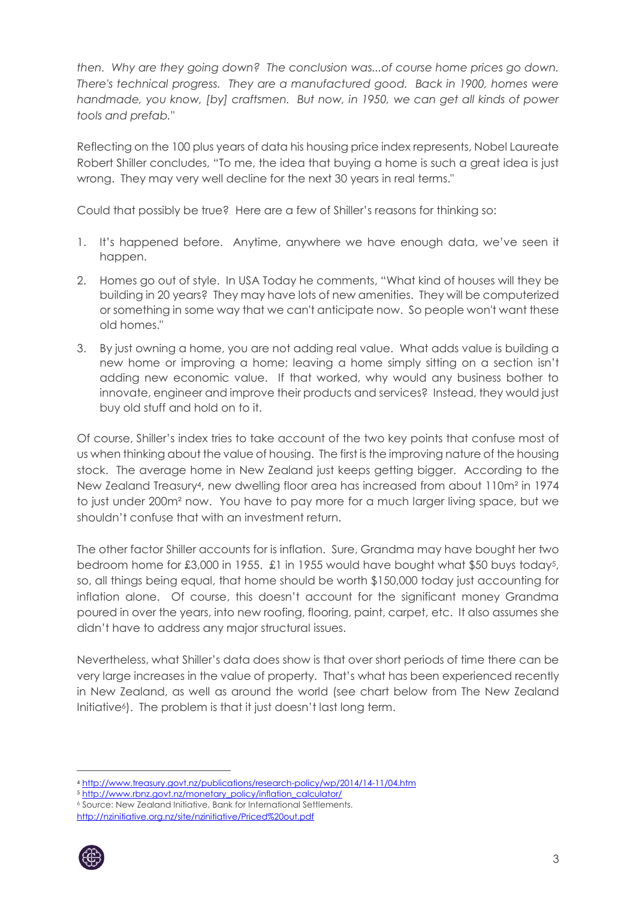*then. Why are they going down? The conclusion was...of course home prices go down. There's technical progress. They are a manufactured good. Back in 1900, homes were handmade, you know, [by] craftsmen. But now, in 1950, we can get all kinds of power tools and prefab."*

Reflecting on the 100 plus years of data his housing price index represents, Nobel Laureate Robert Shiller concludes, "To me, the idea that buying a home is such a great idea is just wrong. They may very well decline for the next 30 years in real terms."

Could that possibly be true? Here are a few of Shiller's reasons for thinking so:

1. It's happened before. Anytime, anywhere we have enough data, we've seen it happen.
2. Homes go out of style. In USA Today he comments, "What kind of houses will they be building in 20 years? They may have lots of new amenities. They will be computerized or something in some way that we can't anticipate now. So people won't want these old homes."
3. By just owning a home, you are not adding real value. What adds value is building a new home or improving a home; leaving a home simply sitting on a section isn't adding new economic value. If that worked, why would any business bother to innovate, engineer and improve their products and services? Instead, they would just buy old stuff and hold on to it.

Of course, Shiller's index tries to take account of the two key points that confuse most of us when thinking about the value of housing. The first is the improving nature of the housing stock. The average home in New Zealand just keeps getting bigger. According to the New Zealand Treasury[4], new dwelling floor area has increased from about 110m² in 1974 to just under 200m² now. You have to pay more for a much larger living space, but we shouldn't confuse that with an investment return.

The other factor Shiller accounts for is inflation. Sure, Grandma may have bought her two bedroom home for £3,000 in 1955. £1 in 1955 would have bought what \$50 buys today[5], so, all things being equal, that home should be worth \$150,000 today just accounting for inflation alone. Of course, this doesn't account for the significant money Grandma poured in over the years, into new roofing, flooring, paint, carpet, etc. It also assumes she didn't have to address any major structural issues.

Nevertheless, what Shiller's data does show is that over short periods of time there can be very large increases in the value of property. That's what has been experienced recently in New Zealand, as well as around the world (see chart below from The New Zealand Initiative[6]). The problem is that it just doesn't last long term.

---

[4] http://www.treasury.govt.nz/publications/research-policy/wp/2014/14-11/04.htm

[5] http://www.rbnz.govt.nz/monetary_policy/inflation_calculator/

[6] Source: New Zealand Initiative, Bank for International Settlements. http://nzinitiative.org.nz/site/nzinitiative/Priced%20out.pdf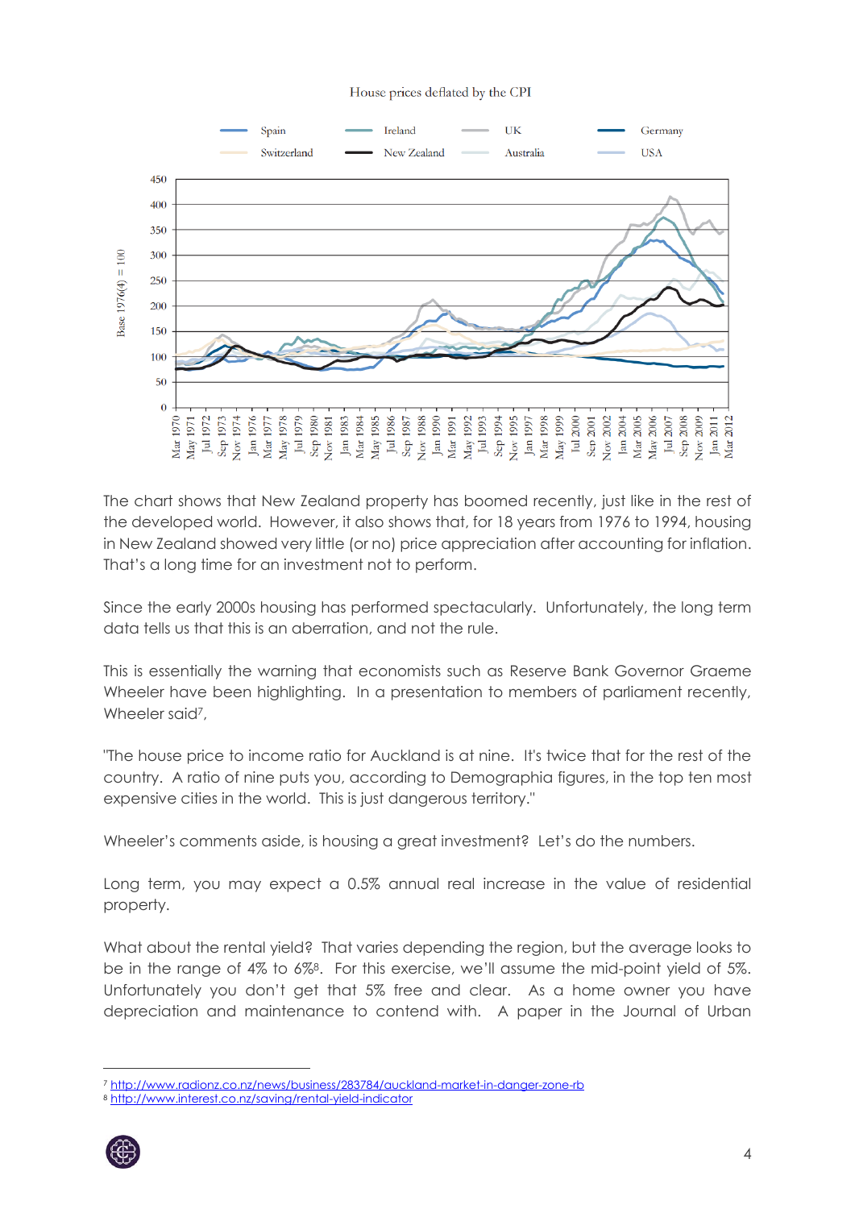House prices deflated by the CPI

The chart shows that New Zealand property has boomed recently, just like in the rest of the developed world. However, it also shows that, for 18 years from 1976 to 1994, housing in New Zealand showed very little (or no) price appreciation after accounting for inflation. That's a long time for an investment not to perform.

Since the early 2000s housing has performed spectacularly. Unfortunately, the long term data tells us that this is an aberration, and not the rule.

This is essentially the warning that economists such as Reserve Bank Governor Graeme Wheeler have been highlighting. In a presentation to members of parliament recently, Wheeler said[7],

"The house price to income ratio for Auckland is at nine. It's twice that for the rest of the country. A ratio of nine puts you, according to Demographia figures, in the top ten most expensive cities in the world. This is just dangerous territory."

Wheeler's comments aside, is housing a great investment? Let's do the numbers.

Long term, you may expect a 0.5% annual real increase in the value of residential property.

What about the rental yield? That varies depending the region, but the average looks to be in the range of 4% to 6%[8]. For this exercise, we'll assume the mid-point yield of 5%. Unfortunately you don't get that 5% free and clear. As a home owner you have depreciation and maintenance to contend with. A paper in the Journal of Urban

[7] http://www.radionz.co.nz/news/business/283784/auckland-market-in-danger-zone-rb

[8] http://www.interest.co.nz/saving/rental-yield-indicator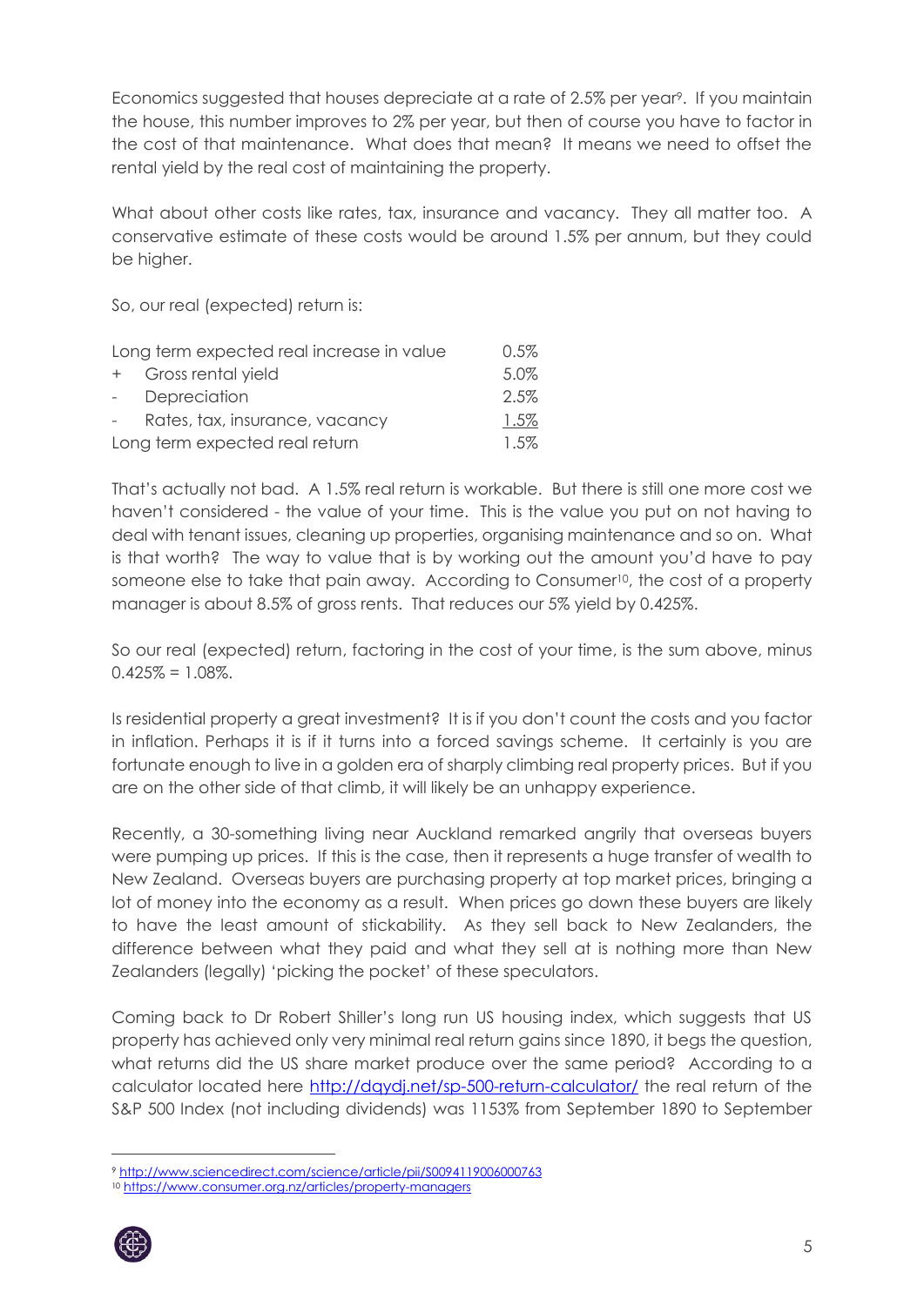Economics suggested that houses depreciate at a rate of 2.5% per year[9]. If you maintain the house, this number improves to 2% per year, but then of course you have to factor in the cost of that maintenance. What does that mean? It means we need to offset the rental yield by the real cost of maintaining the property.

What about other costs like rates, tax, insurance and vacancy. They all matter too. A conservative estimate of these costs would be around 1.5% per annum, but they could be higher.

So, our real (expected) return is:

| | |
|---|---|
| Long term expected real increase in value | 0.5% |
| + Gross rental yield | 5.0% |
| - Depreciation | 2.5% |
| - Rates, tax, insurance, vacancy | 1.5% |
| Long term expected real return | 1.5% |

That's actually not bad. A 1.5% real return is workable. But there is still one more cost we haven't considered - the value of your time. This is the value you put on not having to deal with tenant issues, cleaning up properties, organising maintenance and so on. What is that worth? The way to value that is by working out the amount you'd have to pay someone else to take that pain away. According to Consumer[10], the cost of a property manager is about 8.5% of gross rents. That reduces our 5% yield by 0.425%.

So our real (expected) return, factoring in the cost of your time, is the sum above, minus 0.425% = 1.08%.

Is residential property a great investment? It is if you don't count the costs and you factor in inflation. Perhaps it is if it turns into a forced savings scheme. It certainly is you are fortunate enough to live in a golden era of sharply climbing real property prices. But if you are on the other side of that climb, it will likely be an unhappy experience.

Recently, a 30-something living near Auckland remarked angrily that overseas buyers were pumping up prices. If this is the case, then it represents a huge transfer of wealth to New Zealand. Overseas buyers are purchasing property at top market prices, bringing a lot of money into the economy as a result. When prices go down these buyers are likely to have the least amount of stickability. As they sell back to New Zealanders, the difference between what they paid and what they sell at is nothing more than New Zealanders (legally) 'picking the pocket' of these speculators.

Coming back to Dr Robert Shiller's long run US housing index, which suggests that US property has achieved only very minimal real return gains since 1890, it begs the question, what returns did the US share market produce over the same period? According to a calculator located here http://dqydj.net/sp-500-return-calculator/ the real return of the S&P 500 Index (not including dividends) was 1153% from September 1890 to September

---

[9] http://www.sciencedirect.com/science/article/pii/S0094119006000763

[10] https://www.consumer.org.nz/articles/property-managers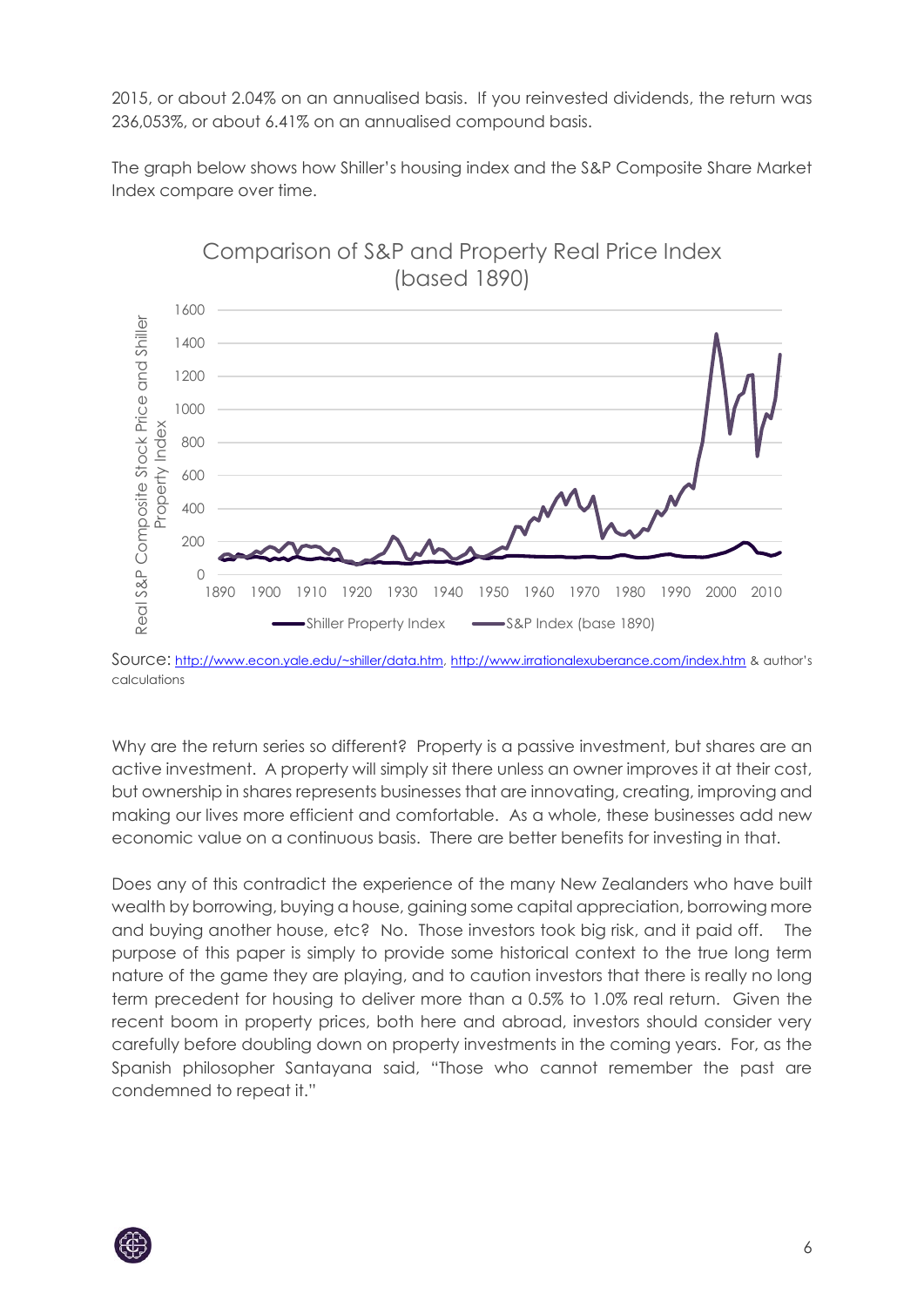2015, or about 2.04% on an annualised basis. If you reinvested dividends, the return was 236,053%, or about 6.41% on an annualised compound basis.

The graph below shows how Shiller's housing index and the S&P Composite Share Market Index compare over time.

Comparison of S&P and Property Real Price Index (based 1890)

Real S&P Composite Stock Price and Shiller Property Index

1600
1400
1200
1000
800
600
400
200
0

1890 1900 1910 1920 1930 1940 1950 1960 1970 1980 1990 2000 2010

Shiller Property Index
S&P Index (base 1890)

Source: http://www.econ.yale.edu/~shiller/data.htm, http://www.irrationalexuberance.com/index.htm & author's calculations

Why are the return series so different? Property is a passive investment, but shares are an active investment. A property will simply sit there unless an owner improves it at their cost, but ownership in shares represents businesses that are innovating, creating, improving and making our lives more efficient and comfortable. As a whole, these businesses add new economic value on a continuous basis. There are better benefits for investing in that.

Does any of this contradict the experience of the many New Zealanders who have built wealth by borrowing, buying a house, gaining some capital appreciation, borrowing more and buying another house, etc? No. Those investors took big risk, and it paid off. The purpose of this paper is simply to provide some historical context to the true long term nature of the game they are playing, and to caution investors that there is really no long term precedent for housing to deliver more than a 0.5% to 1.0% real return. Given the recent boom in property prices, both here and abroad, investors should consider very carefully before doubling down on property investments in the coming years. For, as the Spanish philosopher Santayana said, "Those who cannot remember the past are condemned to repeat it."